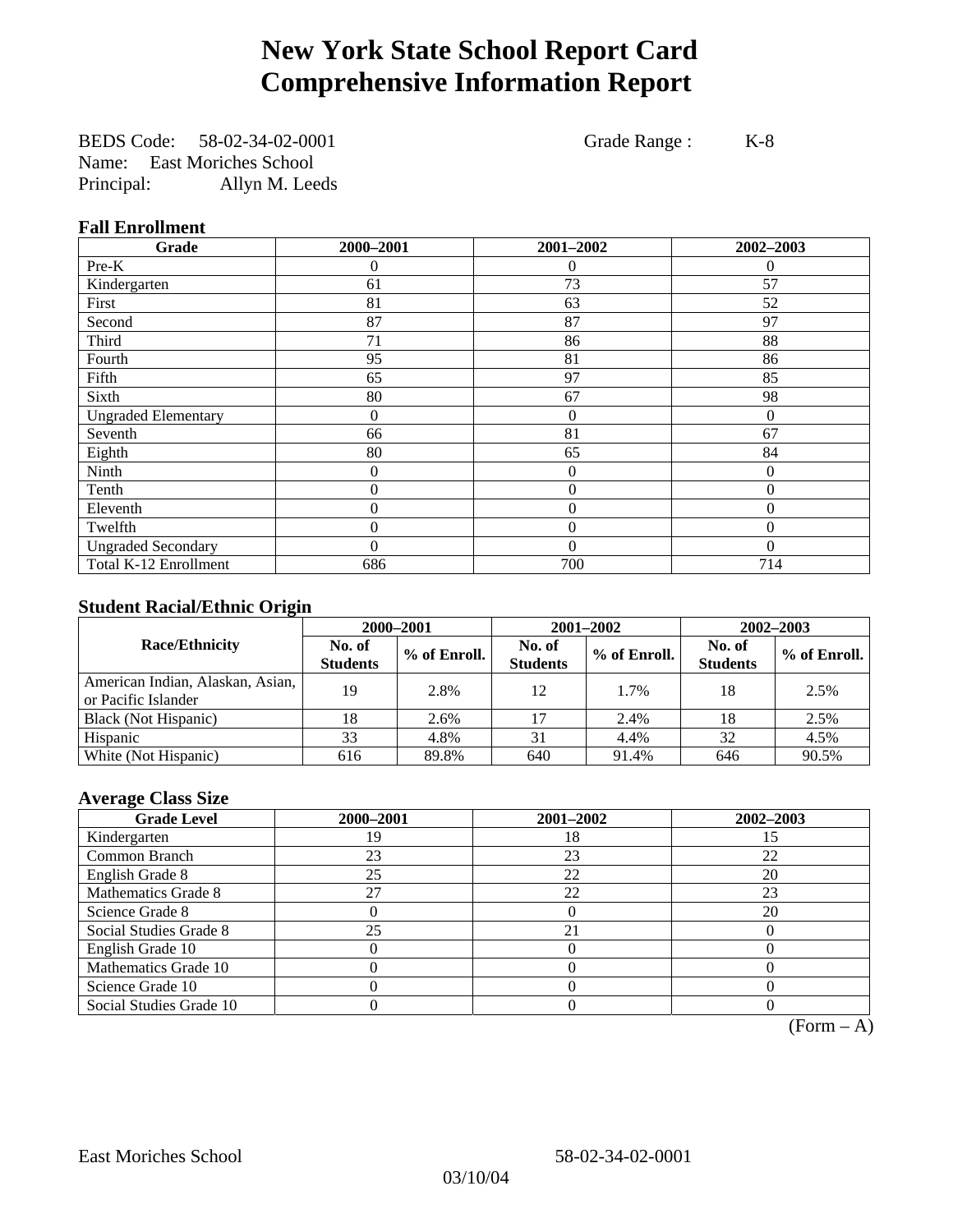# New York State School Report Card
# Comprehensive Information Report

BEDS Code: 58-02-34-02-0001 Grade Range : K-8
Name: East Moriches School
Principal: Allyn M. Leeds

### Fall Enrollment

| Grade | 2000–2001 | 2001–2002 | 2002–2003 |
|---|---|---|---|
| Pre-K | 0 | 0 | 0 |
| Kindergarten | 61 | 73 | 57 |
| First | 81 | 63 | 52 |
| Second | 87 | 87 | 97 |
| Third | 71 | 86 | 88 |
| Fourth | 95 | 81 | 86 |
| Fifth | 65 | 97 | 85 |
| Sixth | 80 | 67 | 98 |
| Ungraded Elementary | 0 | 0 | 0 |
| Seventh | 66 | 81 | 67 |
| Eighth | 80 | 65 | 84 |
| Ninth | 0 | 0 | 0 |
| Tenth | 0 | 0 | 0 |
| Eleventh | 0 | 0 | 0 |
| Twelfth | 0 | 0 | 0 |
| Ungraded Secondary | 0 | 0 | 0 |
| Total K-12 Enrollment | 686 | 700 | 714 |

### Student Racial/Ethnic Origin

| Race/Ethnicity | 2000–2001 | | 2001–2002 | | 2002–2003 | |
|---|---|---|---|---|---|---|
| | No. of Students | % of Enroll. | No. of Students | % of Enroll. | No. of Students | % of Enroll. |
| American Indian, Alaskan, Asian, or Pacific Islander | 19 | 2.8% | 12 | 1.7% | 18 | 2.5% |
| Black (Not Hispanic) | 18 | 2.6% | 17 | 2.4% | 18 | 2.5% |
| Hispanic | 33 | 4.8% | 31 | 4.4% | 32 | 4.5% |
| White (Not Hispanic) | 616 | 89.8% | 640 | 91.4% | 646 | 90.5% |

### Average Class Size

| Grade Level | 2000–2001 | 2001–2002 | 2002–2003 |
|---|---|---|---|
| Kindergarten | 19 | 18 | 15 |
| Common Branch | 23 | 23 | 22 |
| English Grade 8 | 25 | 22 | 20 |
| Mathematics Grade 8 | 27 | 22 | 23 |
| Science Grade 8 | 0 | 0 | 20 |
| Social Studies Grade 8 | 25 | 21 | 0 |
| English Grade 10 | 0 | 0 | 0 |
| Mathematics Grade 10 | 0 | 0 | 0 |
| Science Grade 10 | 0 | 0 | 0 |
| Social Studies Grade 10 | 0 | 0 | 0 |

(Form – A)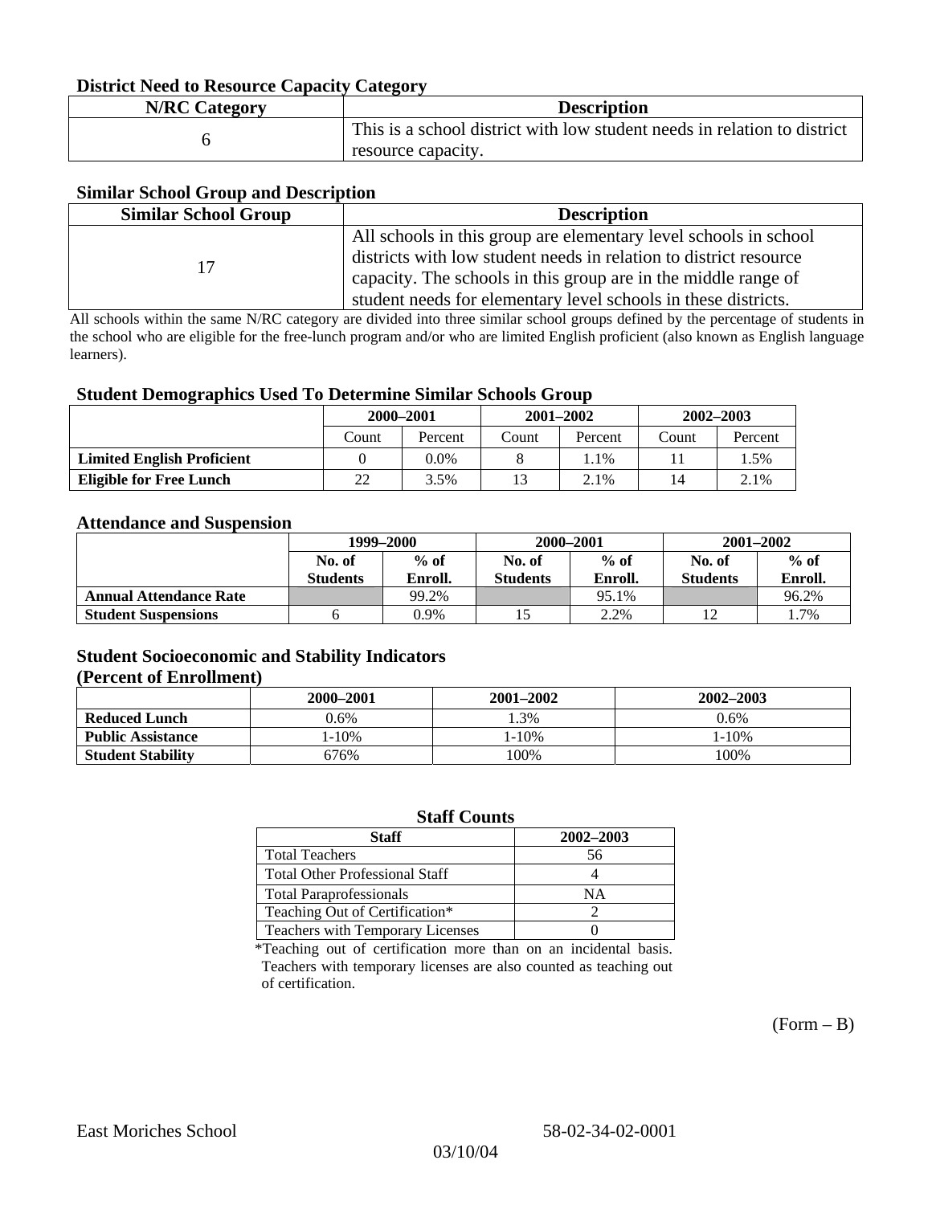### District Need to Resource Capacity Category

| N/RC Category | Description |
| --- | --- |
| 6 | This is a school district with low student needs in relation to district resource capacity. |

### Similar School Group and Description

| Similar School Group | Description |
| --- | --- |
| 17 | All schools in this group are elementary level schools in school districts with low student needs in relation to district resource capacity. The schools in this group are in the middle range of student needs for elementary level schools in these districts. |

All schools within the same N/RC category are divided into three similar school groups defined by the percentage of students in the school who are eligible for the free-lunch program and/or who are limited English proficient (also known as English language learners).

### Student Demographics Used To Determine Similar Schools Group

| | 2000–2001 | | 2001–2002 | | 2002–2003 | |
| --- | --- | --- | --- | --- | --- | --- |
| | Count | Percent | Count | Percent | Count | Percent |
| **Limited English Proficient** | 0 | 0.0% | 8 | 1.1% | 11 | 1.5% |
| **Eligible for Free Lunch** | 22 | 3.5% | 13 | 2.1% | 14 | 2.1% |

### Attendance and Suspension

| | 1999–2000 | | 2000–2001 | | 2001–2002 | |
| --- | --- | --- | --- | --- | --- | --- |
| | No. of Students | % of Enroll. | No. of Students | % of Enroll. | No. of Students | % of Enroll. |
| **Annual Attendance Rate** | | 99.2% | | 95.1% | | 96.2% |
| **Student Suspensions** | 6 | 0.9% | 15 | 2.2% | 12 | 1.7% |

### Student Socioeconomic and Stability Indicators (Percent of Enrollment)

| | 2000–2001 | 2001–2002 | 2002–2003 |
| --- | --- | --- | --- |
| **Reduced Lunch** | 0.6% | 1.3% | 0.6% |
| **Public Assistance** | 1-10% | 1-10% | 1-10% |
| **Student Stability** | 676% | 100% | 100% |

### Staff Counts

| Staff | 2002–2003 |
| --- | --- |
| Total Teachers | 56 |
| Total Other Professional Staff | 4 |
| Total Paraprofessionals | NA |
| Teaching Out of Certification* | 2 |
| Teachers with Temporary Licenses | 0 |

*Teaching out of certification more than on an incidental basis. Teachers with temporary licenses are also counted as teaching out of certification.

(Form – B)

East Moriches School 58-02-34-02-0001

03/10/04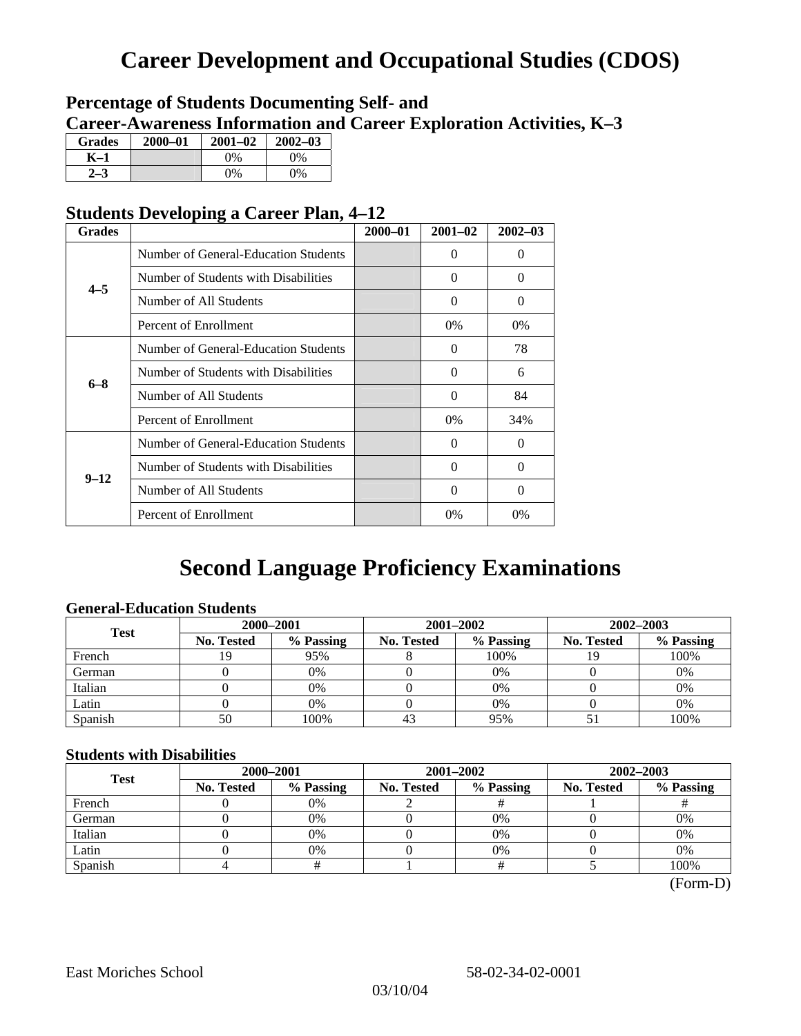# Career Development and Occupational Studies (CDOS)

## Percentage of Students Documenting Self- and Career-Awareness Information and Career Exploration Activities, K–3

| Grades | 2000–01 | 2001–02 | 2002–03 |
|---|---|---|---|
| K–1 | | 0% | 0% |
| 2–3 | | 0% | 0% |

## Students Developing a Career Plan, 4–12

| Grades | | 2000–01 | 2001–02 | 2002–03 |
|---|---|---|---|---|
| 4–5 | Number of General-Education Students | | 0 | 0 |
| | Number of Students with Disabilities | | 0 | 0 |
| | Number of All Students | | 0 | 0 |
| | Percent of Enrollment | | 0% | 0% |
| 6–8 | Number of General-Education Students | | 0 | 78 |
| | Number of Students with Disabilities | | 0 | 6 |
| | Number of All Students | | 0 | 84 |
| | Percent of Enrollment | | 0% | 34% |
| 9–12 | Number of General-Education Students | | 0 | 0 |
| | Number of Students with Disabilities | | 0 | 0 |
| | Number of All Students | | 0 | 0 |
| | Percent of Enrollment | | 0% | 0% |

# Second Language Proficiency Examinations

### General-Education Students

| Test | 2000–2001 | | 2001–2002 | | 2002–2003 | |
|---|---|---|---|---|---|---|
| | No. Tested | % Passing | No. Tested | % Passing | No. Tested | % Passing |
| French | 19 | 95% | 8 | 100% | 19 | 100% |
| German | 0 | 0% | 0 | 0% | 0 | 0% |
| Italian | 0 | 0% | 0 | 0% | 0 | 0% |
| Latin | 0 | 0% | 0 | 0% | 0 | 0% |
| Spanish | 50 | 100% | 43 | 95% | 51 | 100% |

### Students with Disabilities

| Test | 2000–2001 | | 2001–2002 | | 2002–2003 | |
|---|---|---|---|---|---|---|
| | No. Tested | % Passing | No. Tested | % Passing | No. Tested | % Passing |
| French | 0 | 0% | 2 | # | 1 | # |
| German | 0 | 0% | 0 | 0% | 0 | 0% |
| Italian | 0 | 0% | 0 | 0% | 0 | 0% |
| Latin | 0 | 0% | 0 | 0% | 0 | 0% |
| Spanish | 4 | # | 1 | # | 5 | 100% |

(Form-D)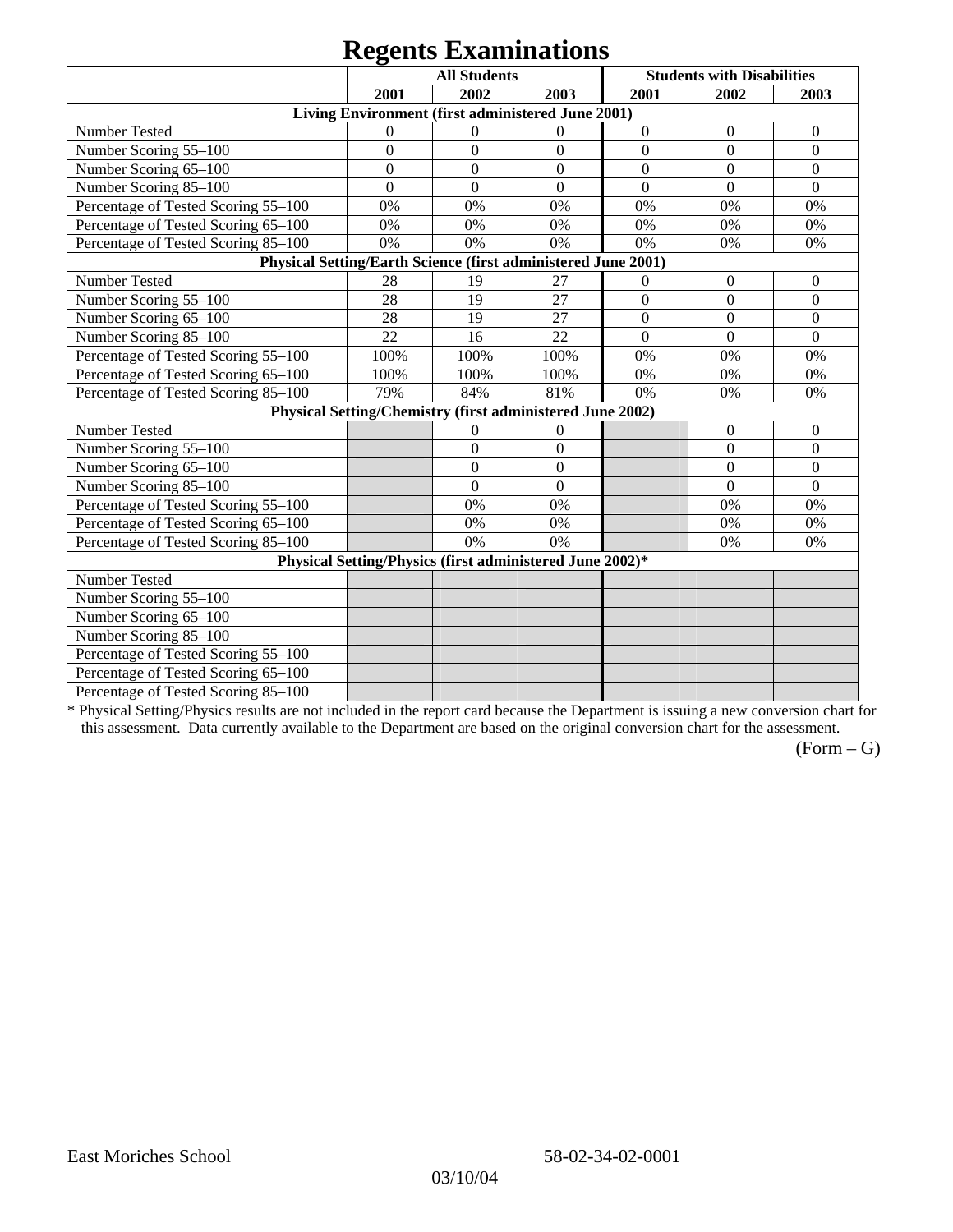# Regents Examinations

| | All Students | | | Students with Disabilities | | |
|---|---|---|---|---|---|---|
| | 2001 | 2002 | 2003 | 2001 | 2002 | 2003 |
| **Living Environment (first administered June 2001)** | | | | | | |
| Number Tested | 0 | 0 | 0 | 0 | 0 | 0 |
| Number Scoring 55–100 | 0 | 0 | 0 | 0 | 0 | 0 |
| Number Scoring 65–100 | 0 | 0 | 0 | 0 | 0 | 0 |
| Number Scoring 85–100 | 0 | 0 | 0 | 0 | 0 | 0 |
| Percentage of Tested Scoring 55–100 | 0% | 0% | 0% | 0% | 0% | 0% |
| Percentage of Tested Scoring 65–100 | 0% | 0% | 0% | 0% | 0% | 0% |
| Percentage of Tested Scoring 85–100 | 0% | 0% | 0% | 0% | 0% | 0% |
| **Physical Setting/Earth Science (first administered June 2001)** | | | | | | |
| Number Tested | 28 | 19 | 27 | 0 | 0 | 0 |
| Number Scoring 55–100 | 28 | 19 | 27 | 0 | 0 | 0 |
| Number Scoring 65–100 | 28 | 19 | 27 | 0 | 0 | 0 |
| Number Scoring 85–100 | 22 | 16 | 22 | 0 | 0 | 0 |
| Percentage of Tested Scoring 55–100 | 100% | 100% | 100% | 0% | 0% | 0% |
| Percentage of Tested Scoring 65–100 | 100% | 100% | 100% | 0% | 0% | 0% |
| Percentage of Tested Scoring 85–100 | 79% | 84% | 81% | 0% | 0% | 0% |
| **Physical Setting/Chemistry (first administered June 2002)** | | | | | | |
| Number Tested | | 0 | 0 | | 0 | 0 |
| Number Scoring 55–100 | | 0 | 0 | | 0 | 0 |
| Number Scoring 65–100 | | 0 | 0 | | 0 | 0 |
| Number Scoring 85–100 | | 0 | 0 | | 0 | 0 |
| Percentage of Tested Scoring 55–100 | | 0% | 0% | | 0% | 0% |
| Percentage of Tested Scoring 65–100 | | 0% | 0% | | 0% | 0% |
| Percentage of Tested Scoring 85–100 | | 0% | 0% | | 0% | 0% |
| **Physical Setting/Physics (first administered June 2002)*** | | | | | | |
| Number Tested | | | | | | |
| Number Scoring 55–100 | | | | | | |
| Number Scoring 65–100 | | | | | | |
| Number Scoring 85–100 | | | | | | |
| Percentage of Tested Scoring 55–100 | | | | | | |
| Percentage of Tested Scoring 65–100 | | | | | | |
| Percentage of Tested Scoring 85–100 | | | | | | |

* Physical Setting/Physics results are not included in the report card because the Department is issuing a new conversion chart for this assessment. Data currently available to the Department are based on the original conversion chart for the assessment.

(Form – G)

East Moriches School 58-02-34-02-0001

03/10/04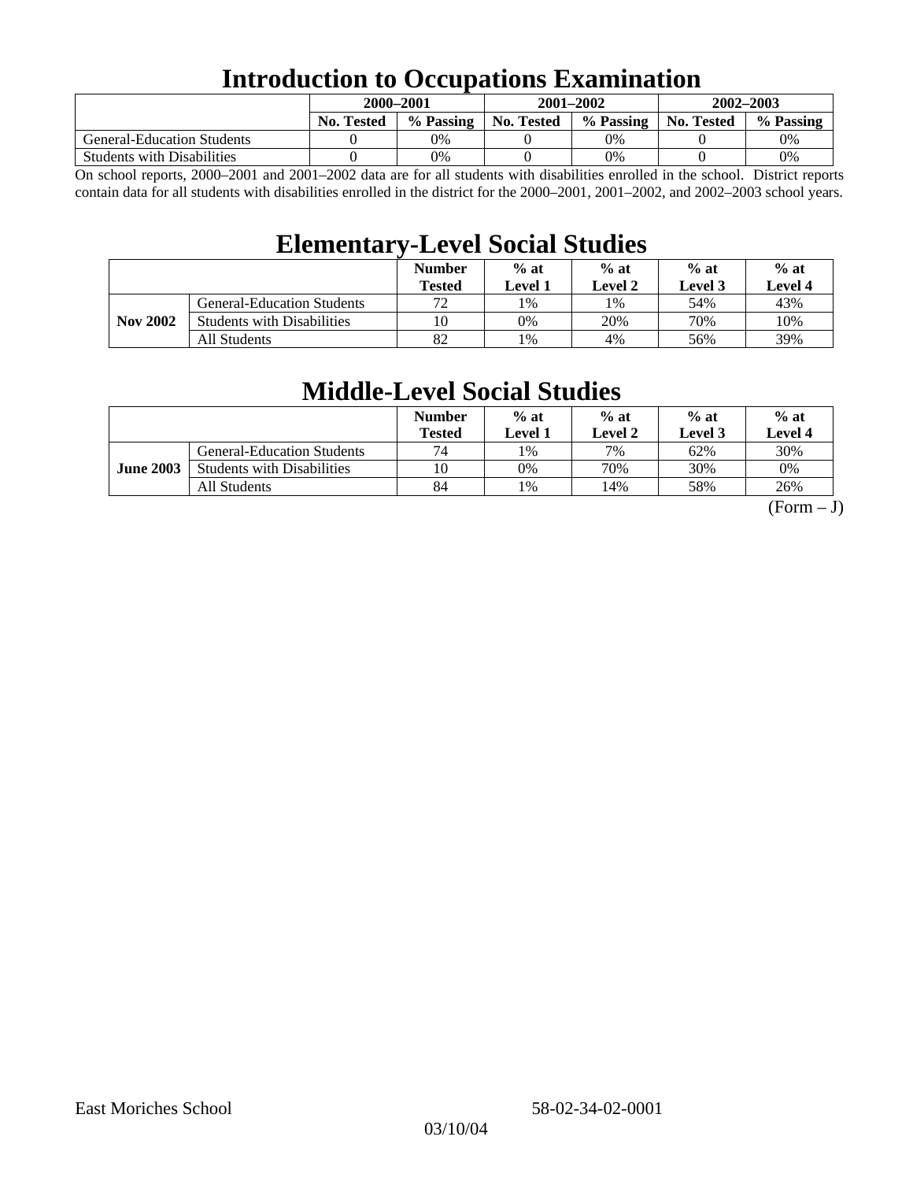# Introduction to Occupations Examination

| | 2000–2001 | | 2001–2002 | | 2002–2003 | |
|---|---|---|---|---|---|---|
| | No. Tested | % Passing | No. Tested | % Passing | No. Tested | % Passing |
| General-Education Students | 0 | 0% | 0 | 0% | 0 | 0% |
| Students with Disabilities | 0 | 0% | 0 | 0% | 0 | 0% |

On school reports, 2000–2001 and 2001–2002 data are for all students with disabilities enrolled in the school. District reports contain data for all students with disabilities enrolled in the district for the 2000–2001, 2001–2002, and 2002–2003 school years.

# Elementary-Level Social Studies

| | | Number Tested | % at Level 1 | % at Level 2 | % at Level 3 | % at Level 4 |
|---|---|---|---|---|---|---|
| **Nov 2002** | General-Education Students | 72 | 1% | 1% | 54% | 43% |
| | Students with Disabilities | 10 | 0% | 20% | 70% | 10% |
| | All Students | 82 | 1% | 4% | 56% | 39% |

# Middle-Level Social Studies

| | | Number Tested | % at Level 1 | % at Level 2 | % at Level 3 | % at Level 4 |
|---|---|---|---|---|---|---|
| **June 2003** | General-Education Students | 74 | 1% | 7% | 62% | 30% |
| | Students with Disabilities | 10 | 0% | 70% | 30% | 0% |
| | All Students | 84 | 1% | 14% | 58% | 26% |

(Form – J)

East Moriches School 58-02-34-02-0001

03/10/04